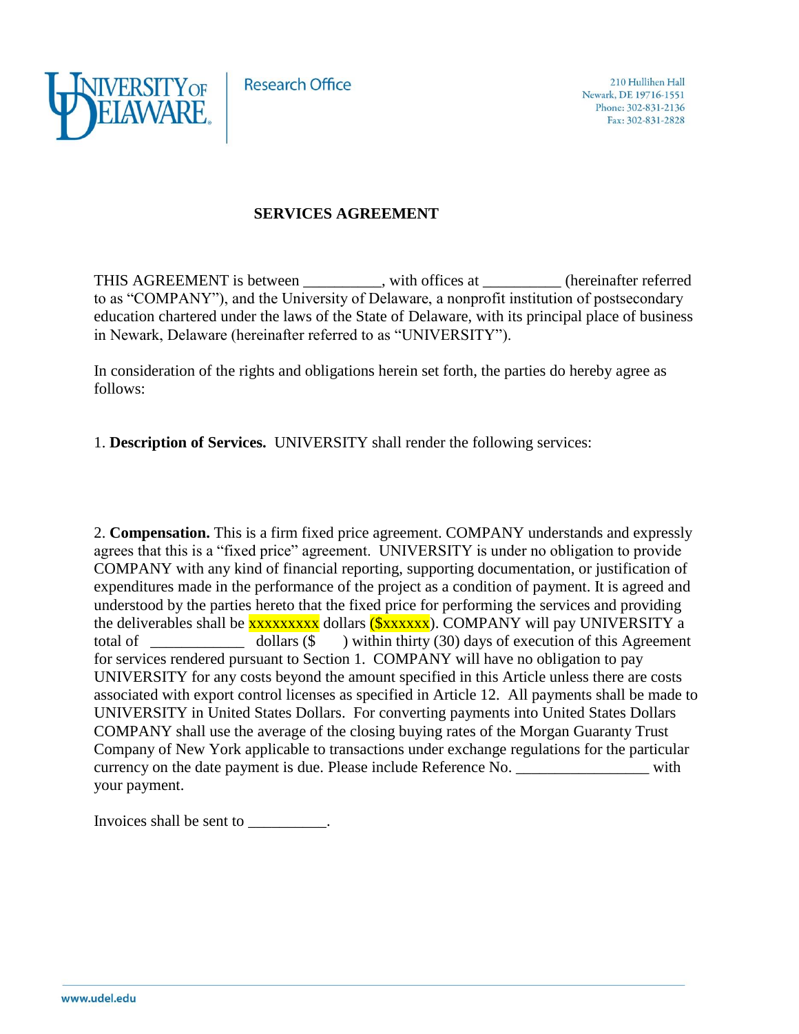Research Office

210 Hullihen Hall
Newark, DE 19716-1551
Phone: 302-831-2136
Fax: 302-831-2828

# SERVICES AGREEMENT

THIS AGREEMENT is between __________, with offices at __________ (hereinafter referred to as "COMPANY"), and the University of Delaware, a nonprofit institution of postsecondary education chartered under the laws of the State of Delaware, with its principal place of business in Newark, Delaware (hereinafter referred to as "UNIVERSITY").

In consideration of the rights and obligations herein set forth, the parties do hereby agree as follows:

1. **Description of Services.** UNIVERSITY shall render the following services:

2. **Compensation.** This is a firm fixed price agreement. COMPANY understands and expressly agrees that this is a "fixed price" agreement. UNIVERSITY is under no obligation to provide COMPANY with any kind of financial reporting, supporting documentation, or justification of expenditures made in the performance of the project as a condition of payment. It is agreed and understood by the parties hereto that the fixed price for performing the services and providing the deliverables shall be xxxxxxxxx dollars ($xxxxxx). COMPANY will pay UNIVERSITY a total of ____________ dollars ($ ) within thirty (30) days of execution of this Agreement for services rendered pursuant to Section 1. COMPANY will have no obligation to pay UNIVERSITY for any costs beyond the amount specified in this Article unless there are costs associated with export control licenses as specified in Article 12. All payments shall be made to UNIVERSITY in United States Dollars. For converting payments into United States Dollars COMPANY shall use the average of the closing buying rates of the Morgan Guaranty Trust Company of New York applicable to transactions under exchange regulations for the particular currency on the date payment is due. Please include Reference No. ________________ with your payment.

Invoices shall be sent to __________.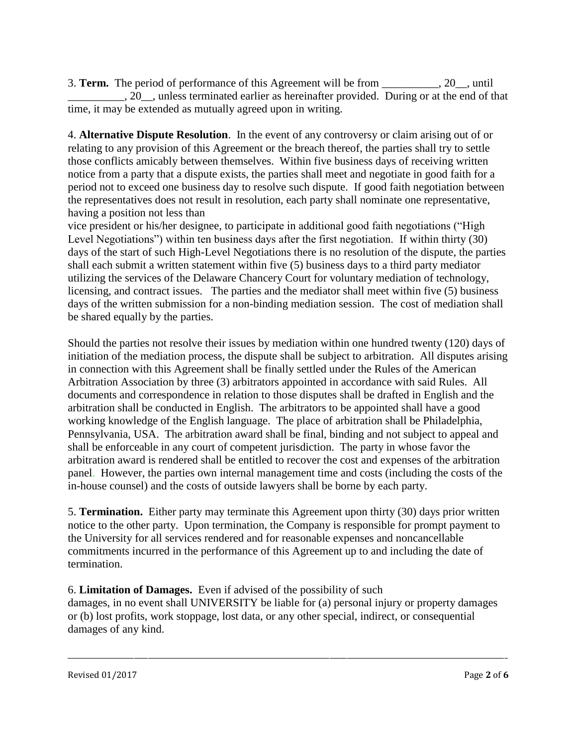3. **Term.** The period of performance of this Agreement will be from __________, 20__, until __________, 20__, unless terminated earlier as hereinafter provided. During or at the end of that time, it may be extended as mutually agreed upon in writing.

4. **Alternative Dispute Resolution**. In the event of any controversy or claim arising out of or relating to any provision of this Agreement or the breach thereof, the parties shall try to settle those conflicts amicably between themselves. Within five business days of receiving written notice from a party that a dispute exists, the parties shall meet and negotiate in good faith for a period not to exceed one business day to resolve such dispute. If good faith negotiation between the representatives does not result in resolution, each party shall nominate one representative, having a position not less than vice president or his/her designee, to participate in additional good faith negotiations ("High Level Negotiations") within ten business days after the first negotiation. If within thirty (30) days of the start of such High-Level Negotiations there is no resolution of the dispute, the parties shall each submit a written statement within five (5) business days to a third party mediator utilizing the services of the Delaware Chancery Court for voluntary mediation of technology, licensing, and contract issues. The parties and the mediator shall meet within five (5) business days of the written submission for a non-binding mediation session. The cost of mediation shall be shared equally by the parties.

Should the parties not resolve their issues by mediation within one hundred twenty (120) days of initiation of the mediation process, the dispute shall be subject to arbitration. All disputes arising in connection with this Agreement shall be finally settled under the Rules of the American Arbitration Association by three (3) arbitrators appointed in accordance with said Rules. All documents and correspondence in relation to those disputes shall be drafted in English and the arbitration shall be conducted in English. The arbitrators to be appointed shall have a good working knowledge of the English language. The place of arbitration shall be Philadelphia, Pennsylvania, USA. The arbitration award shall be final, binding and not subject to appeal and shall be enforceable in any court of competent jurisdiction. The party in whose favor the arbitration award is rendered shall be entitled to recover the cost and expenses of the arbitration panel. However, the parties own internal management time and costs (including the costs of the in-house counsel) and the costs of outside lawyers shall be borne by each party.

5. **Termination.** Either party may terminate this Agreement upon thirty (30) days prior written notice to the other party. Upon termination, the Company is responsible for prompt payment to the University for all services rendered and for reasonable expenses and noncancellable commitments incurred in the performance of this Agreement up to and including the date of termination.

6. **Limitation of Damages.** Even if advised of the possibility of such damages, in no event shall UNIVERSITY be liable for (a) personal injury or property damages or (b) lost profits, work stoppage, lost data, or any other special, indirect, or consequential damages of any kind.

Revised 01/2017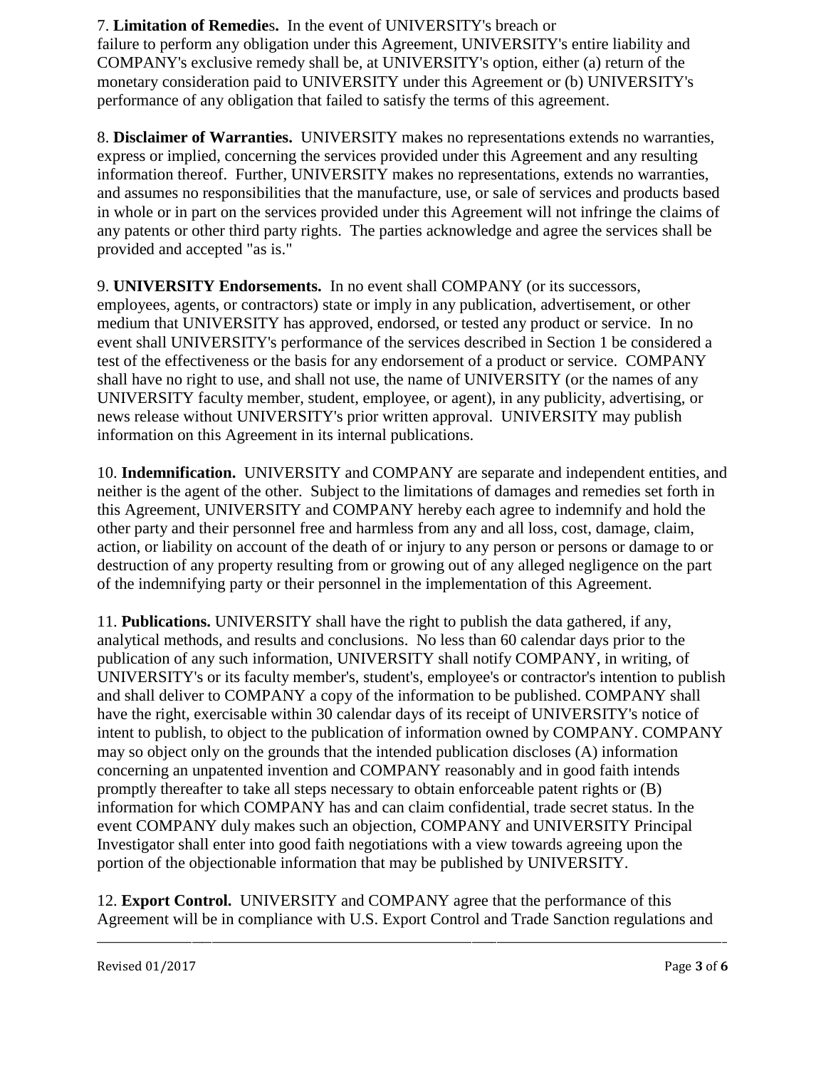7. **Limitation of Remedies.** In the event of UNIVERSITY's breach or failure to perform any obligation under this Agreement, UNIVERSITY's entire liability and COMPANY's exclusive remedy shall be, at UNIVERSITY's option, either (a) return of the monetary consideration paid to UNIVERSITY under this Agreement or (b) UNIVERSITY's performance of any obligation that failed to satisfy the terms of this agreement.

8. **Disclaimer of Warranties.** UNIVERSITY makes no representations extends no warranties, express or implied, concerning the services provided under this Agreement and any resulting information thereof. Further, UNIVERSITY makes no representations, extends no warranties, and assumes no responsibilities that the manufacture, use, or sale of services and products based in whole or in part on the services provided under this Agreement will not infringe the claims of any patents or other third party rights. The parties acknowledge and agree the services shall be provided and accepted "as is."

9. **UNIVERSITY Endorsements.** In no event shall COMPANY (or its successors, employees, agents, or contractors) state or imply in any publication, advertisement, or other medium that UNIVERSITY has approved, endorsed, or tested any product or service. In no event shall UNIVERSITY's performance of the services described in Section 1 be considered a test of the effectiveness or the basis for any endorsement of a product or service. COMPANY shall have no right to use, and shall not use, the name of UNIVERSITY (or the names of any UNIVERSITY faculty member, student, employee, or agent), in any publicity, advertising, or news release without UNIVERSITY's prior written approval. UNIVERSITY may publish information on this Agreement in its internal publications.

10. **Indemnification.** UNIVERSITY and COMPANY are separate and independent entities, and neither is the agent of the other. Subject to the limitations of damages and remedies set forth in this Agreement, UNIVERSITY and COMPANY hereby each agree to indemnify and hold the other party and their personnel free and harmless from any and all loss, cost, damage, claim, action, or liability on account of the death of or injury to any person or persons or damage to or destruction of any property resulting from or growing out of any alleged negligence on the part of the indemnifying party or their personnel in the implementation of this Agreement.

11. **Publications.** UNIVERSITY shall have the right to publish the data gathered, if any, analytical methods, and results and conclusions. No less than 60 calendar days prior to the publication of any such information, UNIVERSITY shall notify COMPANY, in writing, of UNIVERSITY's or its faculty member's, student's, employee's or contractor's intention to publish and shall deliver to COMPANY a copy of the information to be published. COMPANY shall have the right, exercisable within 30 calendar days of its receipt of UNIVERSITY's notice of intent to publish, to object to the publication of information owned by COMPANY. COMPANY may so object only on the grounds that the intended publication discloses (A) information concerning an unpatented invention and COMPANY reasonably and in good faith intends promptly thereafter to take all steps necessary to obtain enforceable patent rights or (B) information for which COMPANY has and can claim confidential, trade secret status. In the event COMPANY duly makes such an objection, COMPANY and UNIVERSITY Principal Investigator shall enter into good faith negotiations with a view towards agreeing upon the portion of the objectionable information that may be published by UNIVERSITY.

12. **Export Control.** UNIVERSITY and COMPANY agree that the performance of this Agreement will be in compliance with U.S. Export Control and Trade Sanction regulations and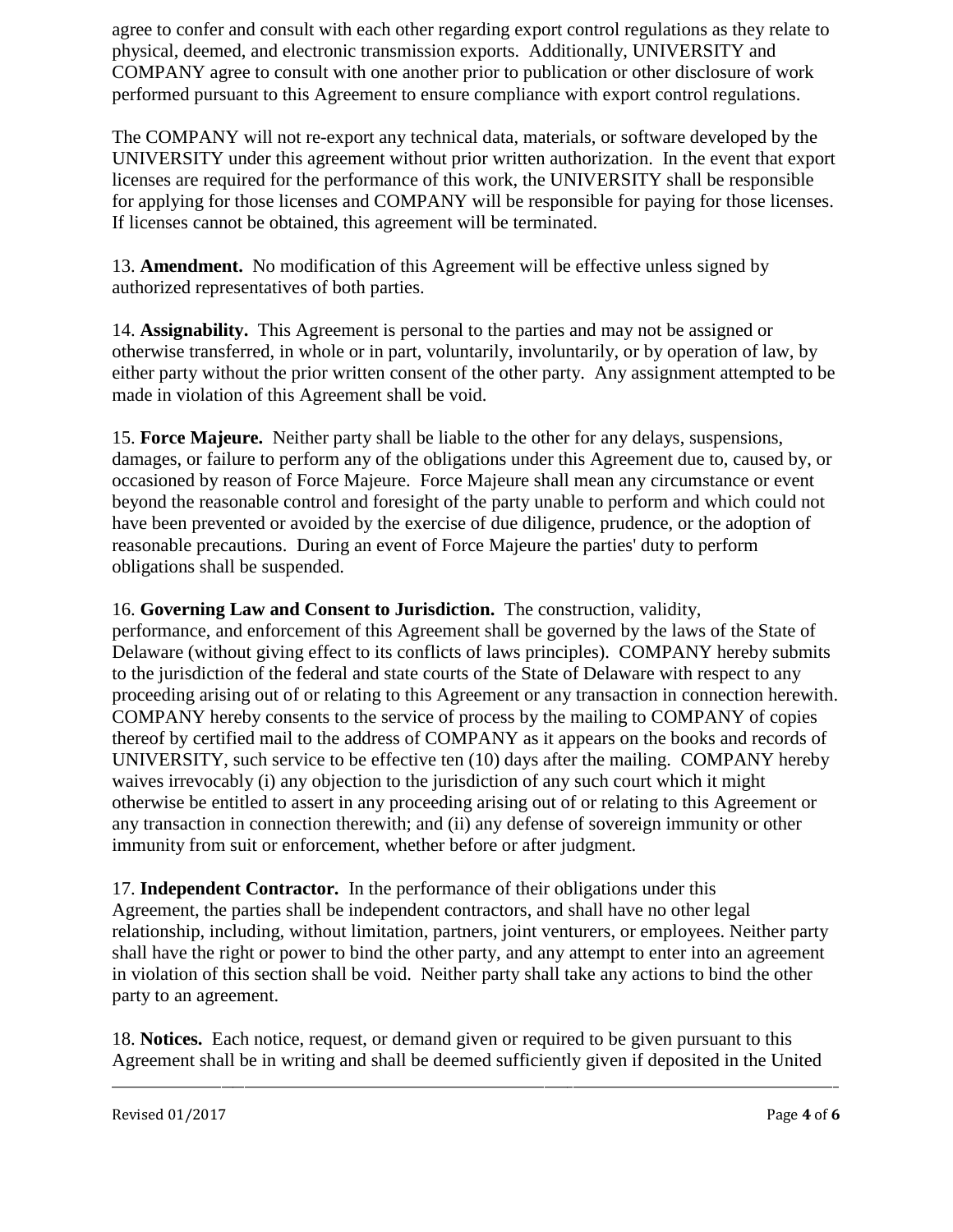agree to confer and consult with each other regarding export control regulations as they relate to physical, deemed, and electronic transmission exports. Additionally, UNIVERSITY and COMPANY agree to consult with one another prior to publication or other disclosure of work performed pursuant to this Agreement to ensure compliance with export control regulations.

The COMPANY will not re-export any technical data, materials, or software developed by the UNIVERSITY under this agreement without prior written authorization. In the event that export licenses are required for the performance of this work, the UNIVERSITY shall be responsible for applying for those licenses and COMPANY will be responsible for paying for those licenses. If licenses cannot be obtained, this agreement will be terminated.

13. **Amendment.** No modification of this Agreement will be effective unless signed by authorized representatives of both parties.

14. **Assignability.** This Agreement is personal to the parties and may not be assigned or otherwise transferred, in whole or in part, voluntarily, involuntarily, or by operation of law, by either party without the prior written consent of the other party. Any assignment attempted to be made in violation of this Agreement shall be void.

15. **Force Majeure.** Neither party shall be liable to the other for any delays, suspensions, damages, or failure to perform any of the obligations under this Agreement due to, caused by, or occasioned by reason of Force Majeure. Force Majeure shall mean any circumstance or event beyond the reasonable control and foresight of the party unable to perform and which could not have been prevented or avoided by the exercise of due diligence, prudence, or the adoption of reasonable precautions. During an event of Force Majeure the parties' duty to perform obligations shall be suspended.

16. **Governing Law and Consent to Jurisdiction.** The construction, validity, performance, and enforcement of this Agreement shall be governed by the laws of the State of Delaware (without giving effect to its conflicts of laws principles). COMPANY hereby submits to the jurisdiction of the federal and state courts of the State of Delaware with respect to any proceeding arising out of or relating to this Agreement or any transaction in connection herewith. COMPANY hereby consents to the service of process by the mailing to COMPANY of copies thereof by certified mail to the address of COMPANY as it appears on the books and records of UNIVERSITY, such service to be effective ten (10) days after the mailing. COMPANY hereby waives irrevocably (i) any objection to the jurisdiction of any such court which it might otherwise be entitled to assert in any proceeding arising out of or relating to this Agreement or any transaction in connection therewith; and (ii) any defense of sovereign immunity or other immunity from suit or enforcement, whether before or after judgment.

17. **Independent Contractor.** In the performance of their obligations under this Agreement, the parties shall be independent contractors, and shall have no other legal relationship, including, without limitation, partners, joint venturers, or employees. Neither party shall have the right or power to bind the other party, and any attempt to enter into an agreement in violation of this section shall be void. Neither party shall take any actions to bind the other party to an agreement.

18. **Notices.** Each notice, request, or demand given or required to be given pursuant to this Agreement shall be in writing and shall be deemed sufficiently given if deposited in the United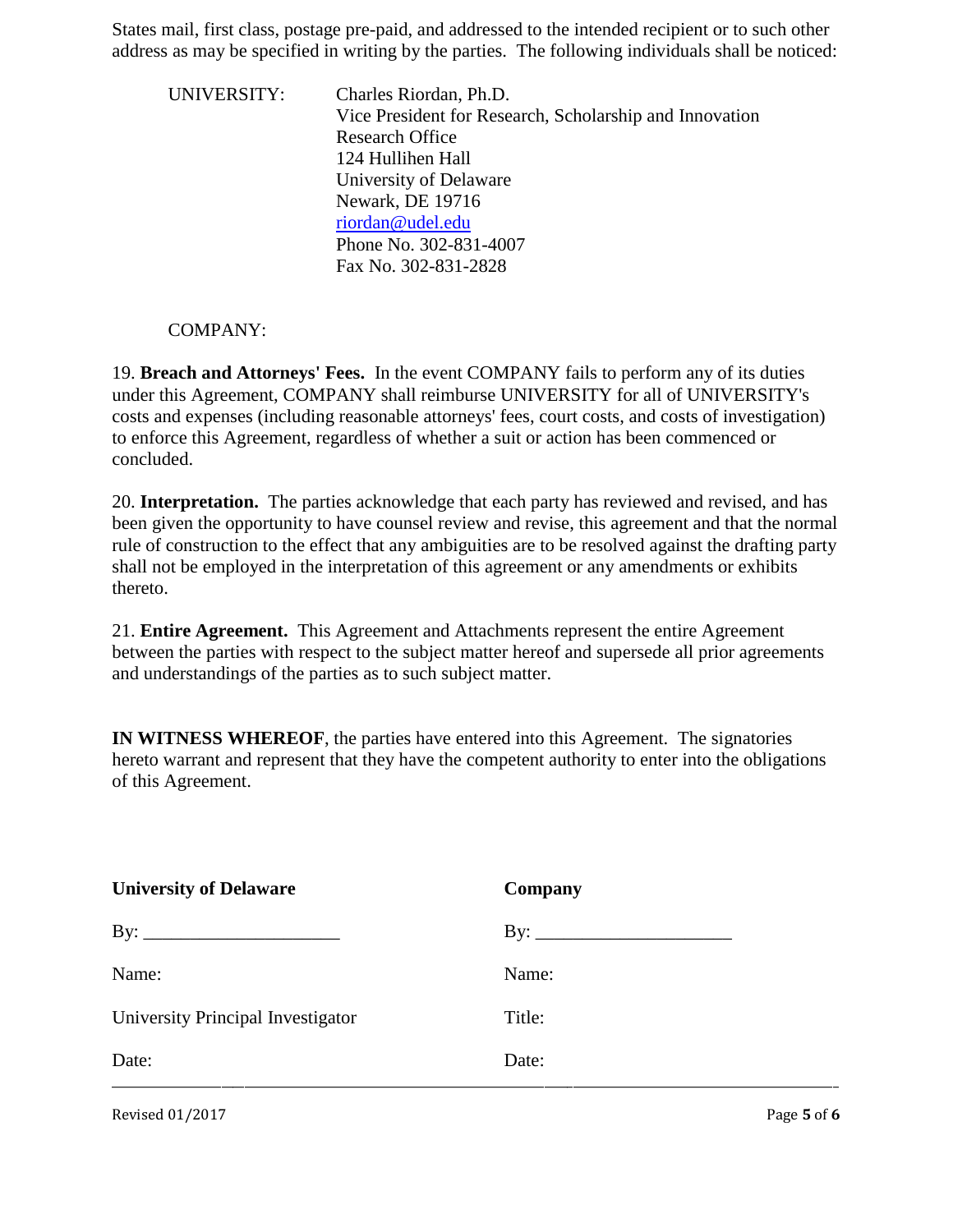States mail, first class, postage pre-paid, and addressed to the intended recipient or to such other address as may be specified in writing by the parties. The following individuals shall be noticed:

UNIVERSITY:
Charles Riordan, Ph.D.
Vice President for Research, Scholarship and Innovation
Research Office
124 Hullihen Hall
University of Delaware
Newark, DE 19716
riordan@udel.edu
Phone No. 302-831-4007
Fax No. 302-831-2828

COMPANY:

19. **Breach and Attorneys' Fees.** In the event COMPANY fails to perform any of its duties under this Agreement, COMPANY shall reimburse UNIVERSITY for all of UNIVERSITY's costs and expenses (including reasonable attorneys' fees, court costs, and costs of investigation) to enforce this Agreement, regardless of whether a suit or action has been commenced or concluded.

20. **Interpretation.** The parties acknowledge that each party has reviewed and revised, and has been given the opportunity to have counsel review and revise, this agreement and that the normal rule of construction to the effect that any ambiguities are to be resolved against the drafting party shall not be employed in the interpretation of this agreement or any amendments or exhibits thereto.

21. **Entire Agreement.** This Agreement and Attachments represent the entire Agreement between the parties with respect to the subject matter hereof and supersede all prior agreements and understandings of the parties as to such subject matter.

**IN WITNESS WHEREOF**, the parties have entered into this Agreement. The signatories hereto warrant and represent that they have the competent authority to enter into the obligations of this Agreement.

| **University of Delaware** | **Company** |
|---|---|
| By: _____________________ | By: _____________________ |
| Name: | Name: |
| University Principal Investigator | Title: |
| Date: | Date: |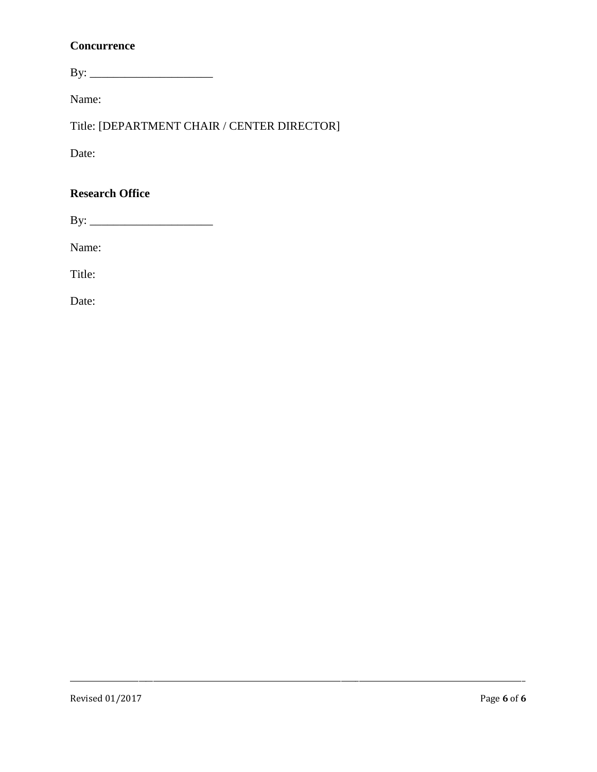**Concurrence**

By: _____________________

Name:

Title: [DEPARTMENT CHAIR / CENTER DIRECTOR]

Date:

**Research Office**

By: _____________________

Name:

Title:

Date: